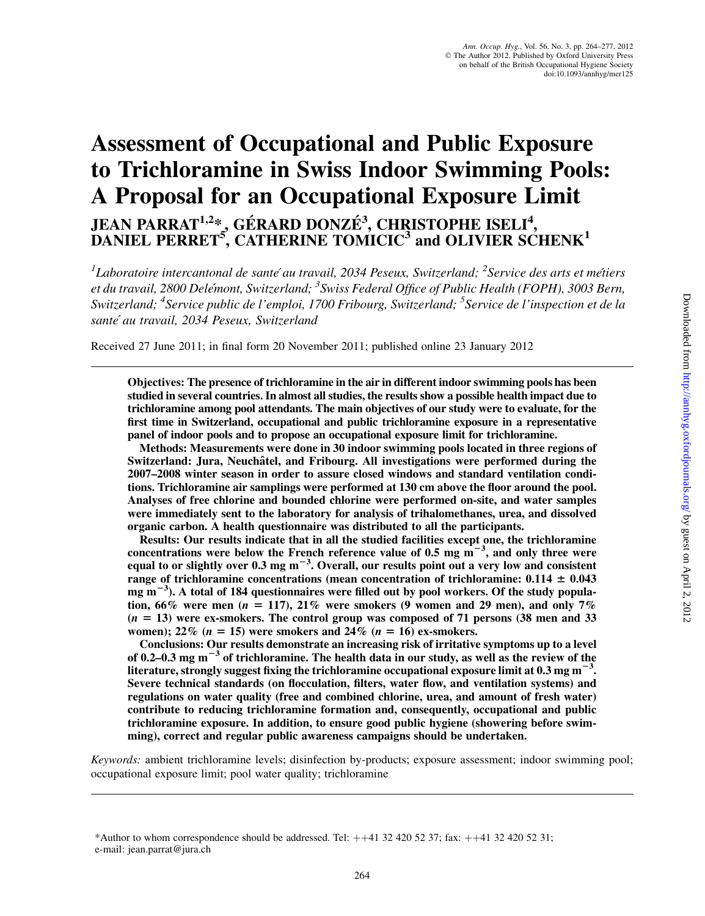# Assessment of Occupational and Public Exposure to Trichloramine in Swiss Indoor Swimming Pools: A Proposal for an Occupational Exposure Limit

**JEAN PARRAT[1,2]*, GÉRARD DONZÉ[3], CHRISTOPHE ISELI[4], DANIEL PERRET[5], CATHERINE TOMICIC[3] and OLIVIER SCHENK[1]**

*[1]Laboratoire intercantonal de santé au travail, 2034 Peseux, Switzerland; [2]Service des arts et métiers et du travail, 2800 Delémont, Switzerland; [3]Swiss Federal Office of Public Health (FOPH), 3003 Bern, Switzerland; [4]Service public de l'emploi, 1700 Fribourg, Switzerland; [5]Service de l'inspection et de la santé au travail, 2034 Peseux, Switzerland*

Received 27 June 2011; in final form 20 November 2011; published online 23 January 2012

**Objectives: The presence of trichloramine in the air in different indoor swimming pools has been studied in several countries. In almost all studies, the results show a possible health impact due to trichloramine among pool attendants. The main objectives of our study were to evaluate, for the first time in Switzerland, occupational and public trichloramine exposure in a representative panel of indoor pools and to propose an occupational exposure limit for trichloramine.**

**Methods: Measurements were done in 30 indoor swimming pools located in three regions of Switzerland: Jura, Neuchâtel, and Fribourg. All investigations were performed during the 2007–2008 winter season in order to assure closed windows and standard ventilation conditions. Trichloramine air samplings were performed at 130 cm above the floor around the pool. Analyses of free chlorine and bounded chlorine were performed on-site, and water samples were immediately sent to the laboratory for analysis of trihalomethanes, urea, and dissolved organic carbon. A health questionnaire was distributed to all the participants.**

**Results: Our results indicate that in all the studied facilities except one, the trichloramine concentrations were below the French reference value of 0.5 mg m$^{-3}$, and only three were equal to or slightly over 0.3 mg m$^{-3}$. Overall, our results point out a very low and consistent range of trichloramine concentrations (mean concentration of trichloramine: 0.114 ± 0.043 mg m$^{-3}$). A total of 184 questionnaires were filled out by pool workers. Of the study population, 66% were men ($n$ = 117), 21% were smokers (9 women and 29 men), and only 7% ($n$ = 13) were ex-smokers. The control group was composed of 71 persons (38 men and 33 women); 22% ($n$ = 15) were smokers and 24% ($n$ = 16) ex-smokers.**

**Conclusions: Our results demonstrate an increasing risk of irritative symptoms up to a level of 0.2–0.3 mg m$^{-3}$ of trichloramine. The health data in our study, as well as the review of the literature, strongly suggest fixing the trichloramine occupational exposure limit at 0.3 mg m$^{-3}$. Severe technical standards (on flocculation, filters, water flow, and ventilation systems) and regulations on water quality (free and combined chlorine, urea, and amount of fresh water) contribute to reducing trichloramine formation and, consequently, occupational and public trichloramine exposure. In addition, to ensure good public hygiene (showering before swimming), correct and regular public awareness campaigns should be undertaken.**

*Keywords:* ambient trichloramine levels; disinfection by-products; exposure assessment; indoor swimming pool; occupational exposure limit; pool water quality; trichloramine

*Author to whom correspondence should be addressed. Tel: ++41 32 420 52 37; fax: ++41 32 420 52 31; e-mail: jean.parrat@jura.ch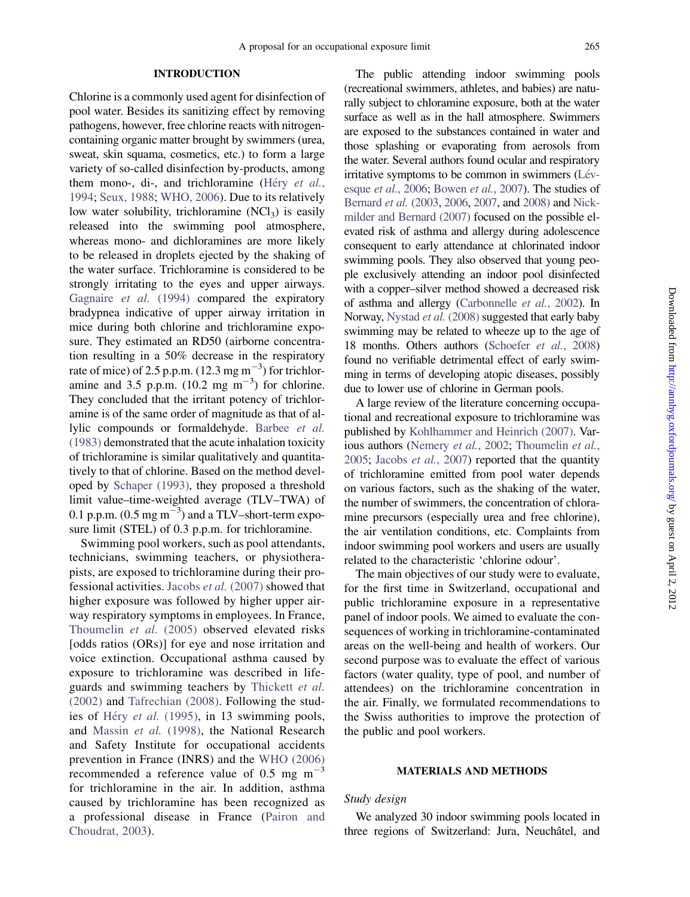## INTRODUCTION

Chlorine is a commonly used agent for disinfection of pool water. Besides its sanitizing effect by removing pathogens, however, free chlorine reacts with nitrogen-containing organic matter brought by swimmers (urea, sweat, skin squama, cosmetics, etc.) to form a large variety of so-called disinfection by-products, among them mono-, di-, and trichloramine (Héry *et al.*, 1994; Seux, 1988; WHO, 2006). Due to its relatively low water solubility, trichloramine ($NCl_3$) is easily released into the swimming pool atmosphere, whereas mono- and dichloramines are more likely to be released in droplets ejected by the shaking of the water surface. Trichloramine is considered to be strongly irritating to the eyes and upper airways. Gagnaire *et al.* (1994) compared the expiratory bradypnea indicative of upper airway irritation in mice during both chlorine and trichloramine exposure. They estimated an RD50 (airborne concentration resulting in a 50% decrease in the respiratory rate of mice) of 2.5 p.p.m. (12.3 mg $m^{-3}$) for trichloramine and 3.5 p.p.m. (10.2 mg $m^{-3}$) for chlorine. They concluded that the irritant potency of trichloramine is of the same order of magnitude as that of allylic compounds or formaldehyde. Barbee *et al.* (1983) demonstrated that the acute inhalation toxicity of trichloramine is similar qualitatively and quantitatively to that of chlorine. Based on the method developed by Schaper (1993), they proposed a threshold limit value–time-weighted average (TLV–TWA) of 0.1 p.p.m. (0.5 mg $m^{-3}$) and a TLV–short-term exposure limit (STEL) of 0.3 p.p.m. for trichloramine.

Swimming pool workers, such as pool attendants, technicians, swimming teachers, or physiotherapists, are exposed to trichloramine during their professional activities. Jacobs *et al.* (2007) showed that higher exposure was followed by higher upper airway respiratory symptoms in employees. In France, Thoumelin *et al.* (2005) observed elevated risks [odds ratios (ORs)] for eye and nose irritation and voice extinction. Occupational asthma caused by exposure to trichloramine was described in lifeguards and swimming teachers by Thickett *et al.* (2002) and Tafrechian (2008). Following the studies of Héry *et al.* (1995), in 13 swimming pools, and Massin *et al.* (1998), the National Research and Safety Institute for occupational accidents prevention in France (INRS) and the WHO (2006) recommended a reference value of 0.5 mg $m^{-3}$ for trichloramine in the air. In addition, asthma caused by trichloramine has been recognized as a professional disease in France (Pairon and Choudrat, 2003).

The public attending indoor swimming pools (recreational swimmers, athletes, and babies) are naturally subject to chloramine exposure, both at the water surface as well as in the hall atmosphere. Swimmers are exposed to the substances contained in water and those splashing or evaporating from aerosols from the water. Several authors found ocular and respiratory irritative symptoms to be common in swimmers (Lévesque *et al.*, 2006; Bowen *et al.*, 2007). The studies of Bernard *et al.* (2003, 2006, 2007, and 2008) and Nickmilder and Bernard (2007) focused on the possible elevated risk of asthma and allergy during adolescence consequent to early attendance at chlorinated indoor swimming pools. They also observed that young people exclusively attending an indoor pool disinfected with a copper–silver method showed a decreased risk of asthma and allergy (Carbonnelle *et al.*, 2002). In Norway, Nystad *et al.* (2008) suggested that early baby swimming may be related to wheeze up to the age of 18 months. Others authors (Schoefer *et al.*, 2008) found no verifiable detrimental effect of early swimming in terms of developing atopic diseases, possibly due to lower use of chlorine in German pools.

A large review of the literature concerning occupational and recreational exposure to trichloramine was published by Kohlhammer and Heinrich (2007). Various authors (Nemery *et al.*, 2002; Thoumelin *et al.*, 2005; Jacobs *et al.*, 2007) reported that the quantity of trichloramine emitted from pool water depends on various factors, such as the shaking of the water, the number of swimmers, the concentration of chloramine precursors (especially urea and free chlorine), the air ventilation conditions, etc. Complaints from indoor swimming pool workers and users are usually related to the characteristic 'chlorine odour'.

The main objectives of our study were to evaluate, for the first time in Switzerland, occupational and public trichloramine exposure in a representative panel of indoor pools. We aimed to evaluate the consequences of working in trichloramine-contaminated areas on the well-being and health of workers. Our second purpose was to evaluate the effect of various factors (water quality, type of pool, and number of attendees) on the trichloramine concentration in the air. Finally, we formulated recommendations to the Swiss authorities to improve the protection of the public and pool workers.

## MATERIALS AND METHODS

### Study design

We analyzed 30 indoor swimming pools located in three regions of Switzerland: Jura, Neuchâtel, and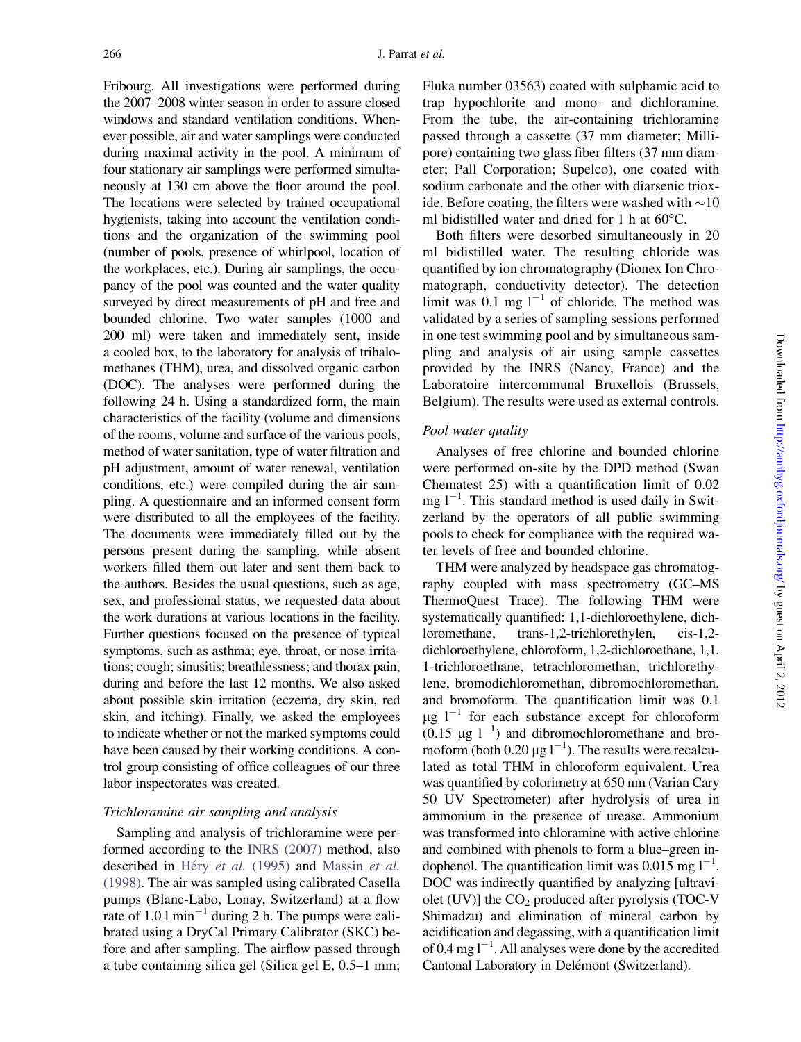Fribourg. All investigations were performed during the 2007–2008 winter season in order to assure closed windows and standard ventilation conditions. Whenever possible, air and water samplings were conducted during maximal activity in the pool. A minimum of four stationary air samplings were performed simultaneously at 130 cm above the floor around the pool. The locations were selected by trained occupational hygienists, taking into account the ventilation conditions and the organization of the swimming pool (number of pools, presence of whirlpool, location of the workplaces, etc.). During air samplings, the occupancy of the pool was counted and the water quality surveyed by direct measurements of pH and free and bounded chlorine. Two water samples (1000 and 200 ml) were taken and immediately sent, inside a cooled box, to the laboratory for analysis of trihalomethanes (THM), urea, and dissolved organic carbon (DOC). The analyses were performed during the following 24 h. Using a standardized form, the main characteristics of the facility (volume and dimensions of the rooms, volume and surface of the various pools, method of water sanitation, type of water filtration and pH adjustment, amount of water renewal, ventilation conditions, etc.) were compiled during the air sampling. A questionnaire and an informed consent form were distributed to all the employees of the facility. The documents were immediately filled out by the persons present during the sampling, while absent workers filled them out later and sent them back to the authors. Besides the usual questions, such as age, sex, and professional status, we requested data about the work durations at various locations in the facility. Further questions focused on the presence of typical symptoms, such as asthma; eye, throat, or nose irritations; cough; sinusitis; breathlessness; and thorax pain, during and before the last 12 months. We also asked about possible skin irritation (eczema, dry skin, red skin, and itching). Finally, we asked the employees to indicate whether or not the marked symptoms could have been caused by their working conditions. A control group consisting of office colleagues of our three labor inspectorates was created.

### *Trichloramine air sampling and analysis*

Sampling and analysis of trichloramine were performed according to the INRS (2007) method, also described in Héry *et al.* (1995) and Massin *et al.* (1998). The air was sampled using calibrated Casella pumps (Blanc-Labo, Lonay, Switzerland) at a flow rate of $1.0 \ \mathrm{l\ min^{-1}}$ during 2 h. The pumps were calibrated using a DryCal Primary Calibrator (SKC) before and after sampling. The airflow passed through a tube containing silica gel (Silica gel E, 0.5–1 mm; Fluka number 03563) coated with sulphamic acid to trap hypochlorite and mono- and dichloramine. From the tube, the air-containing trichloramine passed through a cassette (37 mm diameter; Millipore) containing two glass fiber filters (37 mm diameter; Pall Corporation; Supelco), one coated with sodium carbonate and the other with diarsenic trioxide. Before coating, the filters were washed with ~10 ml bidistilled water and dried for 1 h at 60°C.

Both filters were desorbed simultaneously in 20 ml bidistilled water. The resulting chloride was quantified by ion chromatography (Dionex Ion Chromatograph, conductivity detector). The detection limit was $0.1 \ \mathrm{mg\ l^{-1}}$ of chloride. The method was validated by a series of sampling sessions performed in one test swimming pool and by simultaneous sampling and analysis of air using sample cassettes provided by the INRS (Nancy, France) and the Laboratoire intercommunal Bruxellois (Brussels, Belgium). The results were used as external controls.

### *Pool water quality*

Analyses of free chlorine and bounded chlorine were performed on-site by the DPD method (Swan Chematest 25) with a quantification limit of $0.02 \ \mathrm{mg\ l^{-1}}$. This standard method is used daily in Switzerland by the operators of all public swimming pools to check for compliance with the required water levels of free and bounded chlorine.

THM were analyzed by headspace gas chromatography coupled with mass spectrometry (GC–MS ThermoQuest Trace). The following THM were systematically quantified: 1,1-dichloroethylene, dichloromethane, trans-1,2-trichlorethylen, cis-1,2-dichloroethylene, chloroform, 1,2-dichloroethane, 1,1,1-trichloroethane, tetrachloromethan, trichlorethylene, bromodichloromethan, dibromochloromethan, and bromoform. The quantification limit was $0.1 \ \mathrm{\mu g\ l^{-1}}$ for each substance except for chloroform ($0.15 \ \mathrm{\mu g\ l^{-1}}$) and dibromochloromethane and bromoform (both $0.20 \ \mathrm{\mu g\ l^{-1}}$). The results were recalculated as total THM in chloroform equivalent. Urea was quantified by colorimetry at 650 nm (Varian Cary 50 UV Spectrometer) after hydrolysis of urea in ammonium in the presence of urease. Ammonium was transformed into chloramine with active chlorine and combined with phenols to form a blue–green indophenol. The quantification limit was $0.015 \ \mathrm{mg\ l^{-1}}$. DOC was indirectly quantified by analyzing [ultraviolet (UV)] the $CO_2$ produced after pyrolysis (TOC-V Shimadzu) and elimination of mineral carbon by acidification and degassing, with a quantification limit of $0.4 \ \mathrm{mg\ l^{-1}}$. All analyses were done by the accredited Cantonal Laboratory in Delémont (Switzerland).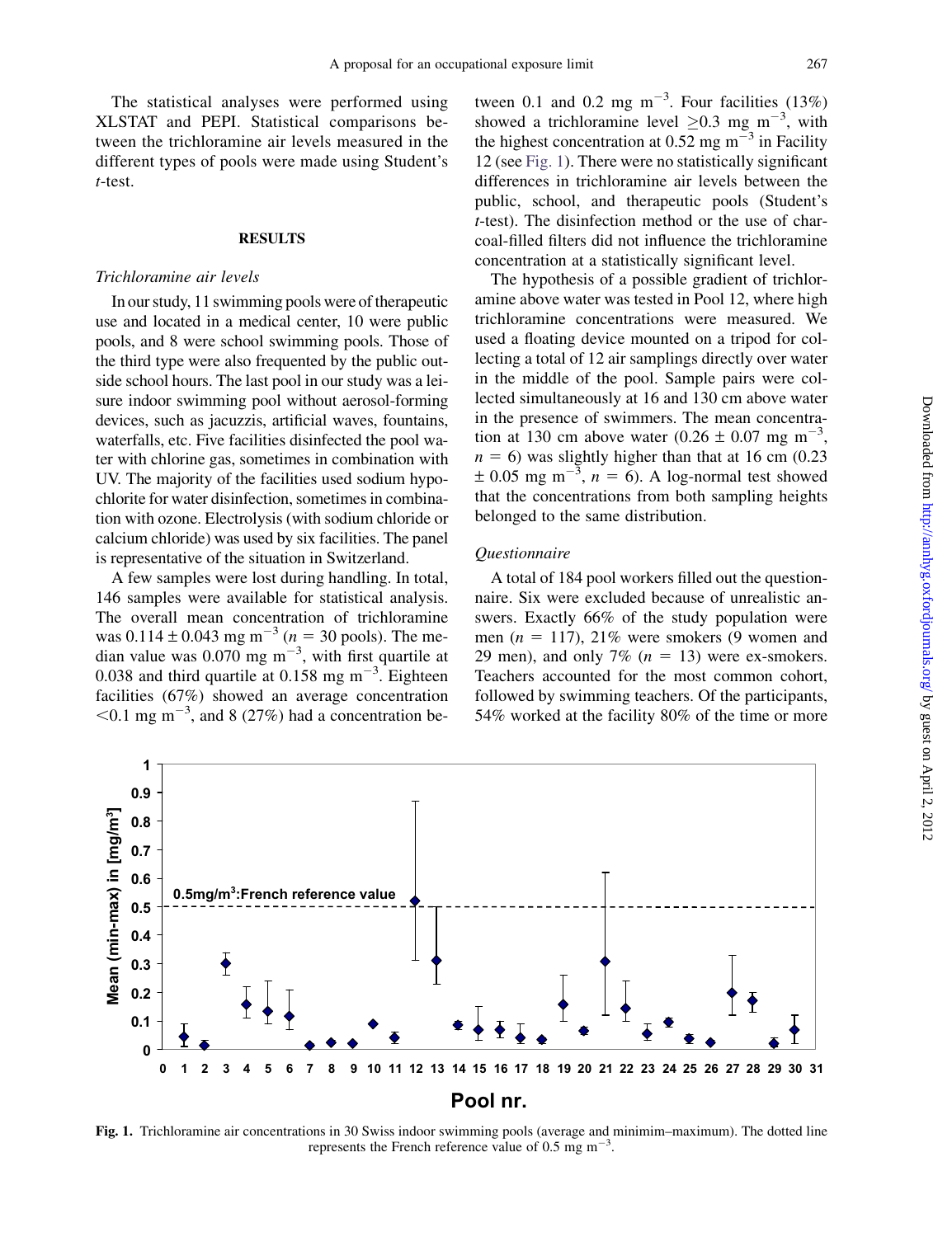The statistical analyses were performed using XLSTAT and PEPI. Statistical comparisons between the trichloramine air levels measured in the different types of pools were made using Student's *t*-test.

## RESULTS

### *Trichloramine air levels*

In our study, 11 swimming pools were of therapeutic use and located in a medical center, 10 were public pools, and 8 were school swimming pools. Those of the third type were also frequented by the public outside school hours. The last pool in our study was a leisure indoor swimming pool without aerosol-forming devices, such as jacuzzis, artificial waves, fountains, waterfalls, etc. Five facilities disinfected the pool water with chlorine gas, sometimes in combination with UV. The majority of the facilities used sodium hypochlorite for water disinfection, sometimes in combination with ozone. Electrolysis (with sodium chloride or calcium chloride) was used by six facilities. The panel is representative of the situation in Switzerland.

A few samples were lost during handling. In total, 146 samples were available for statistical analysis. The overall mean concentration of trichloramine was $0.114 \pm 0.043$ mg m$^{-3}$ ($n$ = 30 pools). The median value was 0.070 mg m$^{-3}$, with first quartile at 0.038 and third quartile at 0.158 mg m$^{-3}$. Eighteen facilities (67%) showed an average concentration $<$0.1 mg m$^{-3}$, and 8 (27%) had a concentration between 0.1 and 0.2 mg m$^{-3}$. Four facilities (13%) showed a trichloramine level $\geq$0.3 mg m$^{-3}$, with the highest concentration at 0.52 mg m$^{-3}$ in Facility 12 (see Fig. 1). There were no statistically significant differences in trichloramine air levels between the public, school, and therapeutic pools (Student's *t*-test). The disinfection method or the use of charcoal-filled filters did not influence the trichloramine concentration at a statistically significant level.

The hypothesis of a possible gradient of trichloramine above water was tested in Pool 12, where high trichloramine concentrations were measured. We used a floating device mounted on a tripod for collecting a total of 12 air samplings directly over water in the middle of the pool. Sample pairs were collected simultaneously at 16 and 130 cm above water in the presence of swimmers. The mean concentration at 130 cm above water ($0.26 \pm 0.07$ mg m$^{-3}$, $n$ = 6) was slightly higher than that at 16 cm ($0.23 \pm 0.05$ mg m$^{-3}$, $n$ = 6). A log-normal test showed that the concentrations from both sampling heights belonged to the same distribution.

### *Questionnaire*

A total of 184 pool workers filled out the questionnaire. Six were excluded because of unrealistic answers. Exactly 66% of the study population were men ($n$ = 117), 21% were smokers (9 women and 29 men), and only 7% ($n$ = 13) were ex-smokers. Teachers accounted for the most common cohort, followed by swimming teachers. Of the participants, 54% worked at the facility 80% of the time or more

**Fig. 1.** Trichloramine air concentrations in 30 Swiss indoor swimming pools (average and minimim–maximum). The dotted line represents the French reference value of 0.5 mg m$^{-3}$.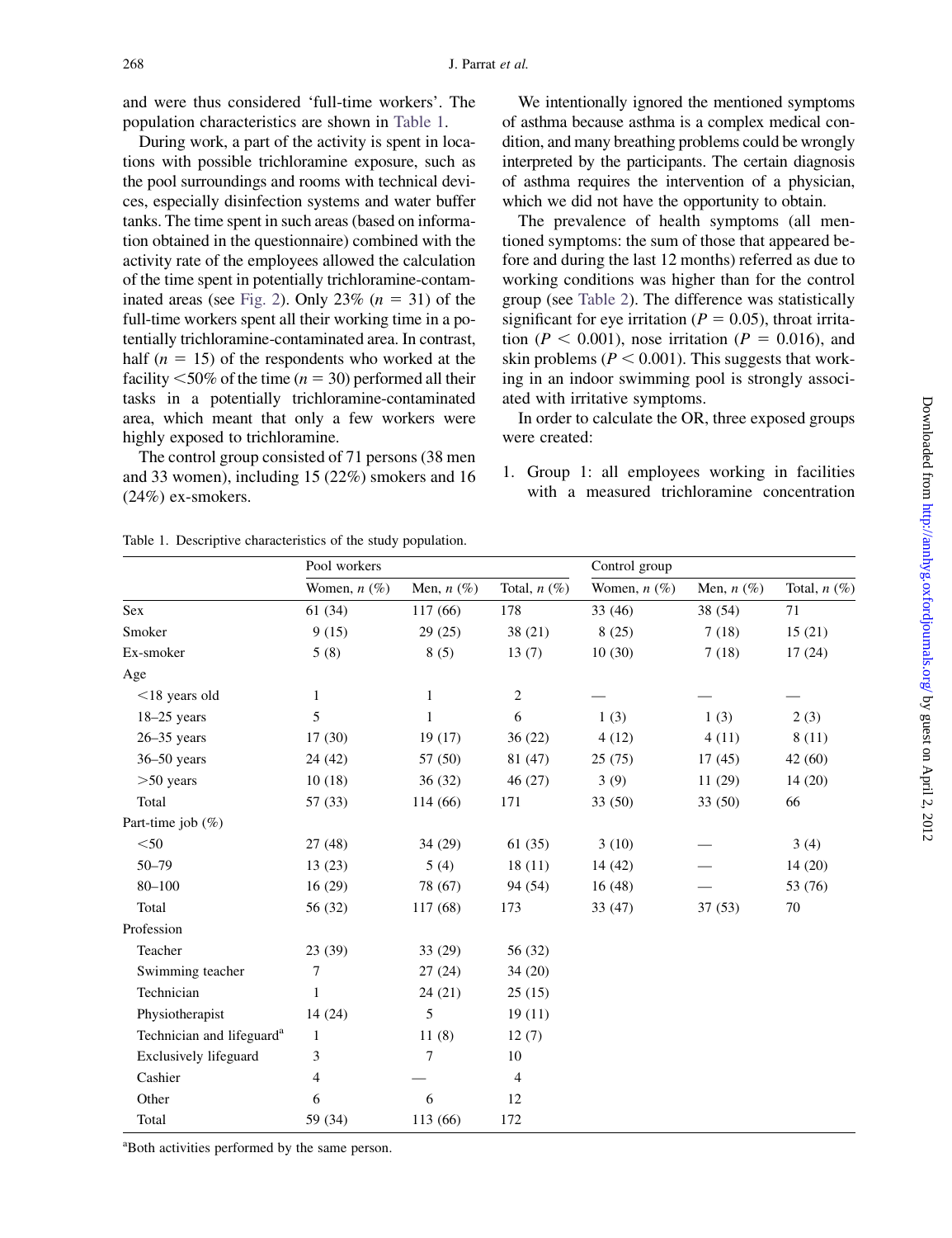and were thus considered 'full-time workers'. The population characteristics are shown in Table 1.

During work, a part of the activity is spent in locations with possible trichloramine exposure, such as the pool surroundings and rooms with technical devices, especially disinfection systems and water buffer tanks. The time spent in such areas (based on information obtained in the questionnaire) combined with the activity rate of the employees allowed the calculation of the time spent in potentially trichloramine-contaminated areas (see Fig. 2). Only 23% ($n$ = 31) of the full-time workers spent all their working time in a potentially trichloramine-contaminated area. In contrast, half ($n$ = 15) of the respondents who worked at the facility <50% of the time ($n$ = 30) performed all their tasks in a potentially trichloramine-contaminated area, which meant that only a few workers were highly exposed to trichloramine.

The control group consisted of 71 persons (38 men and 33 women), including 15 (22%) smokers and 16 (24%) ex-smokers.

We intentionally ignored the mentioned symptoms of asthma because asthma is a complex medical condition, and many breathing problems could be wrongly interpreted by the participants. The certain diagnosis of asthma requires the intervention of a physician, which we did not have the opportunity to obtain.

The prevalence of health symptoms (all mentioned symptoms: the sum of those that appeared before and during the last 12 months) referred as due to working conditions was higher than for the control group (see Table 2). The difference was statistically significant for eye irritation ($P$ = 0.05), throat irritation ($P$ < 0.001), nose irritation ($P$ = 0.016), and skin problems ($P$ < 0.001). This suggests that working in an indoor swimming pool is strongly associated with irritative symptoms.

In order to calculate the OR, three exposed groups were created:

1. Group 1: all employees working in facilities with a measured trichloramine concentration

Table 1. Descriptive characteristics of the study population.

| | Pool workers | | | Control group | | |
|---|---|---|---|---|---|---|
| | Women, $n$ (%) | Men, $n$ (%) | Total, $n$ (%) | Women, $n$ (%) | Men, $n$ (%) | Total, $n$ (%) |
| Sex | 61 (34) | 117 (66) | 178 | 33 (46) | 38 (54) | 71 |
| Smoker | 9 (15) | 29 (25) | 38 (21) | 8 (25) | 7 (18) | 15 (21) |
| Ex-smoker | 5 (8) | 8 (5) | 13 (7) | 10 (30) | 7 (18) | 17 (24) |
| Age | | | | | | |
| <18 years old | 1 | 1 | 2 | — | — | — |
| 18–25 years | 5 | 1 | 6 | 1 (3) | 1 (3) | 2 (3) |
| 26–35 years | 17 (30) | 19 (17) | 36 (22) | 4 (12) | 4 (11) | 8 (11) |
| 36–50 years | 24 (42) | 57 (50) | 81 (47) | 25 (75) | 17 (45) | 42 (60) |
| >50 years | 10 (18) | 36 (32) | 46 (27) | 3 (9) | 11 (29) | 14 (20) |
| Total | 57 (33) | 114 (66) | 171 | 33 (50) | 33 (50) | 66 |
| Part-time job (%) | | | | | | |
| <50 | 27 (48) | 34 (29) | 61 (35) | 3 (10) | — | 3 (4) |
| 50–79 | 13 (23) | 5 (4) | 18 (11) | 14 (42) | — | 14 (20) |
| 80–100 | 16 (29) | 78 (67) | 94 (54) | 16 (48) | — | 53 (76) |
| Total | 56 (32) | 117 (68) | 173 | 33 (47) | 37 (53) | 70 |
| Profession | | | | | | |
| Teacher | 23 (39) | 33 (29) | 56 (32) | | | |
| Swimming teacher | 7 | 27 (24) | 34 (20) | | | |
| Technician | 1 | 24 (21) | 25 (15) | | | |
| Physiotherapist | 14 (24) | 5 | 19 (11) | | | |
| Technician and lifeguard[a] | 1 | 11 (8) | 12 (7) | | | |
| Exclusively lifeguard | 3 | 7 | 10 | | | |
| Cashier | 4 | — | 4 | | | |
| Other | 6 | 6 | 12 | | | |
| Total | 59 (34) | 113 (66) | 172 | | | |

[a]Both activities performed by the same person.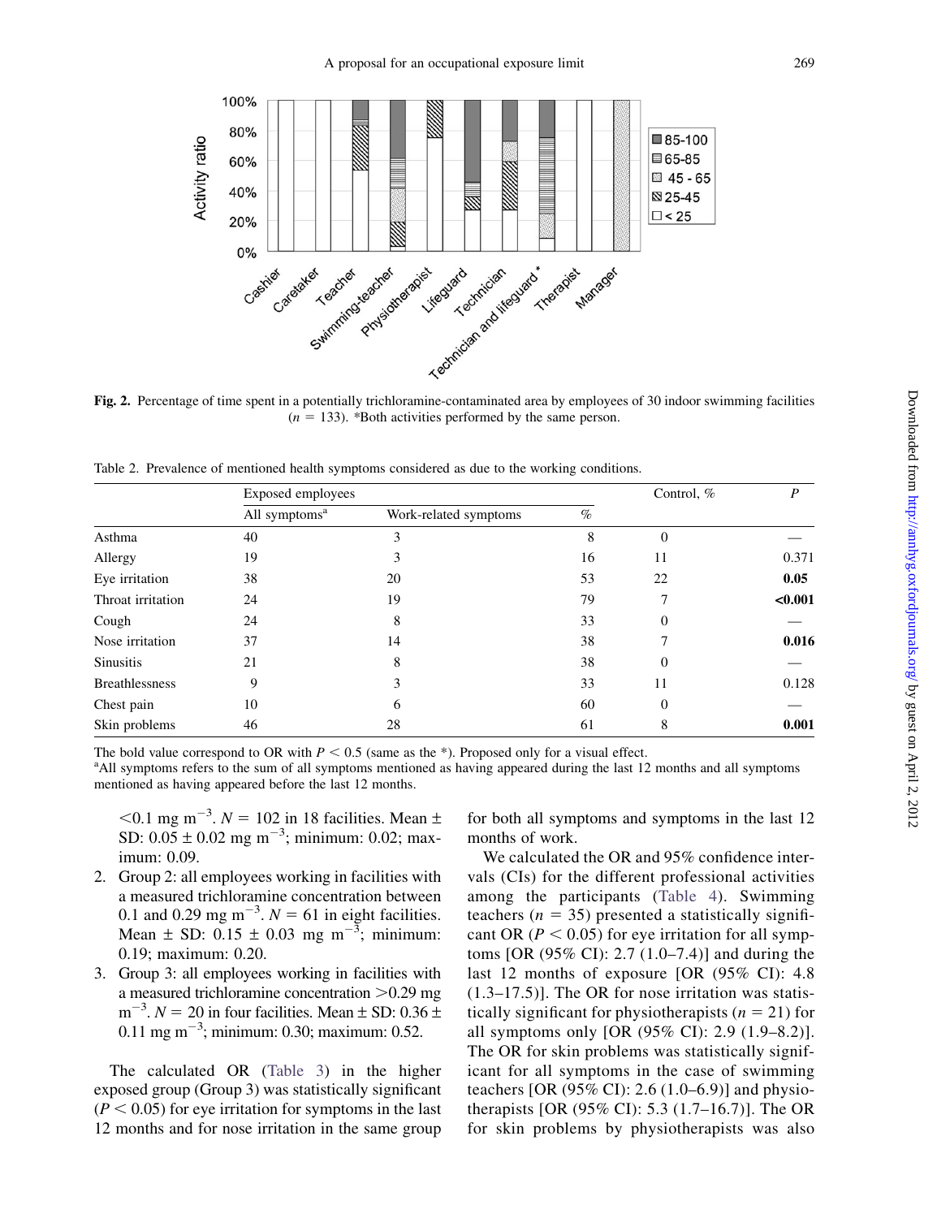**Fig. 2.** Percentage of time spent in a potentially trichloramine-contaminated area by employees of 30 indoor swimming facilities ($n$ = 133). *Both activities performed by the same person.

Table 2. Prevalence of mentioned health symptoms considered as due to the working conditions.

| | Exposed employees | | | Control, % | $P$ |
|---|---|---|---|---|---|
| | All symptoms[a] | Work-related symptoms | % | | |
| Asthma | 40 | 3 | 8 | 0 | — |
| Allergy | 19 | 3 | 16 | 11 | 0.371 |
| Eye irritation | 38 | 20 | 53 | 22 | **0.05** |
| Throat irritation | 24 | 19 | 79 | 7 | **<0.001** |
| Cough | 24 | 8 | 33 | 0 | — |
| Nose irritation | 37 | 14 | 38 | 7 | **0.016** |
| Sinusitis | 21 | 8 | 38 | 0 | — |
| Breathlessness | 9 | 3 | 33 | 11 | 0.128 |
| Chest pain | 10 | 6 | 60 | 0 | — |
| Skin problems | 46 | 28 | 61 | 8 | **0.001** |

The bold value correspond to OR with $P < 0.5$ (same as the *). Proposed only for a visual effect.
[a]All symptoms refers to the sum of all symptoms mentioned as having appeared during the last 12 months and all symptoms mentioned as having appeared before the last 12 months.

$<$0.1 mg m$^{-3}$. $N$ = 102 in 18 facilities. Mean ± SD: 0.05 ± 0.02 mg m$^{-3}$; minimum: 0.02; maximum: 0.09.

2. Group 2: all employees working in facilities with a measured trichloramine concentration between 0.1 and 0.29 mg m$^{-3}$. $N$ = 61 in eight facilities. Mean ± SD: 0.15 ± 0.03 mg m$^{-3}$; minimum: 0.19; maximum: 0.20.
3. Group 3: all employees working in facilities with a measured trichloramine concentration $>$0.29 mg m$^{-3}$. $N$ = 20 in four facilities. Mean ± SD: 0.36 ± 0.11 mg m$^{-3}$; minimum: 0.30; maximum: 0.52.

The calculated OR (Table 3) in the higher exposed group (Group 3) was statistically significant ($P < 0.05$) for eye irritation for symptoms in the last 12 months and for nose irritation in the same group for both all symptoms and symptoms in the last 12 months of work.

We calculated the OR and 95% confidence intervals (CIs) for the different professional activities among the participants (Table 4). Swimming teachers ($n$ = 35) presented a statistically significant OR ($P < 0.05$) for eye irritation for all symptoms [OR (95% CI): 2.7 (1.0–7.4)] and during the last 12 months of exposure [OR (95% CI): 4.8 (1.3–17.5)]. The OR for nose irritation was statistically significant for physiotherapists ($n$ = 21) for all symptoms only [OR (95% CI): 2.9 (1.9–8.2)]. The OR for skin problems was statistically significant for all symptoms in the case of swimming teachers [OR (95% CI): 2.6 (1.0–6.9)] and physiotherapists [OR (95% CI): 5.3 (1.7–16.7)]. The OR for skin problems by physiotherapists was also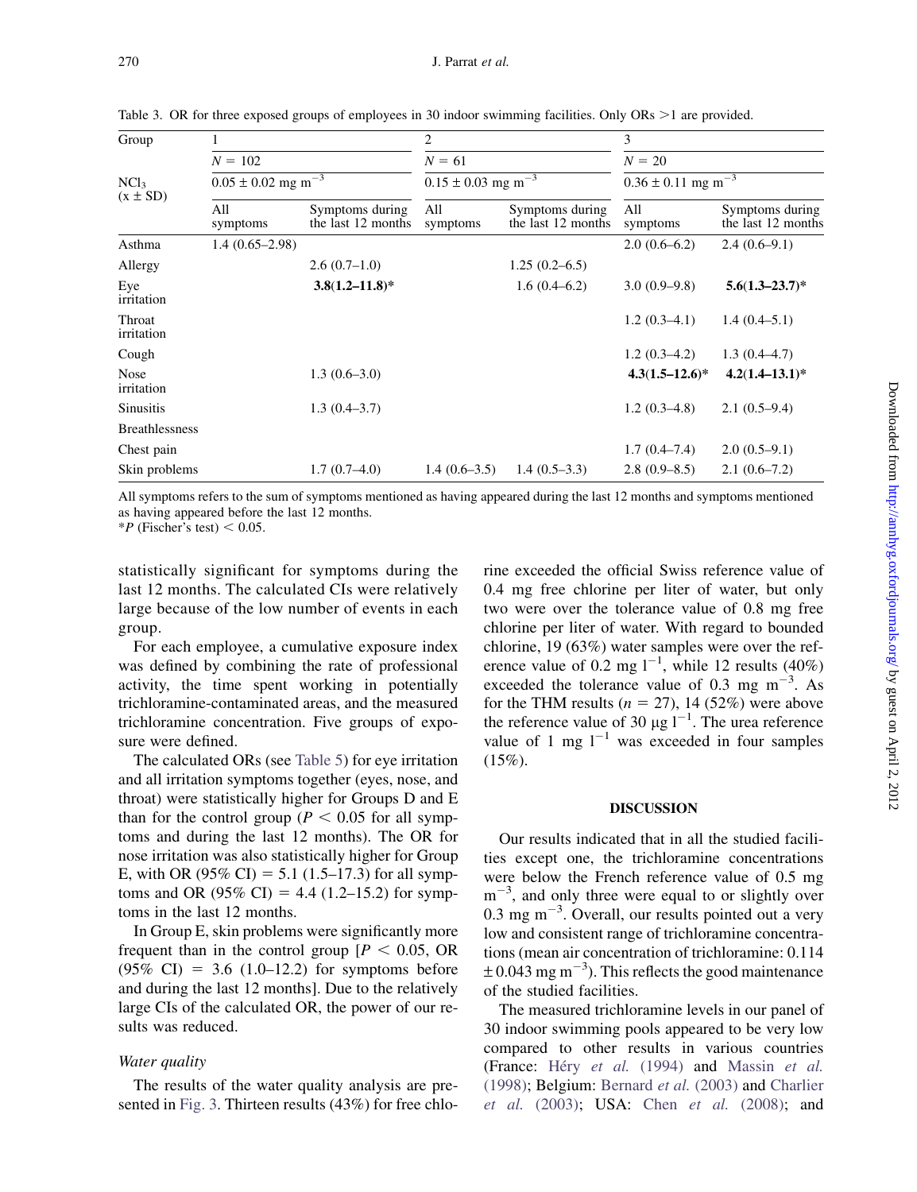Table 3. OR for three exposed groups of employees in 30 indoor swimming facilities. Only ORs >1 are provided.

| Group | 1 | | 2 | | 3 | |
|---|---|---|---|---|---|---|
| | $N = 102$ | | $N = 61$ | | $N = 20$ | |
| $NCl_3$ ($x \pm SD$) | $0.05 \pm 0.02$ mg m$^{-3}$ | | $0.15 \pm 0.03$ mg m$^{-3}$ | | $0.36 \pm 0.11$ mg m$^{-3}$ | |
| | All symptoms | Symptoms during the last 12 months | All symptoms | Symptoms during the last 12 months | All symptoms | Symptoms during the last 12 months |
| Asthma | 1.4 (0.65–2.98) | | | | 2.0 (0.6–6.2) | 2.4 (0.6–9.1) |
| Allergy | | 2.6 (0.7–1.0) | | 1.25 (0.2–6.5) | | |
| Eye irritation | | **3.8(1.2–11.8)*** | | 1.6 (0.4–6.2) | 3.0 (0.9–9.8) | **5.6(1.3–23.7)*** |
| Throat irritation | | | | | 1.2 (0.3–4.1) | 1.4 (0.4–5.1) |
| Cough | | | | | 1.2 (0.3–4.2) | 1.3 (0.4–4.7) |
| Nose irritation | | 1.3 (0.6–3.0) | | | **4.3(1.5–12.6)*** | **4.2(1.4–13.1)*** |
| Sinusitis | | 1.3 (0.4–3.7) | | | 1.2 (0.3–4.8) | 2.1 (0.5–9.4) |
| Breathlessness | | | | | | |
| Chest pain | | | | | 1.7 (0.4–7.4) | 2.0 (0.5–9.1) |
| Skin problems | | 1.7 (0.7–4.0) | 1.4 (0.6–3.5) | 1.4 (0.5–3.3) | 2.8 (0.9–8.5) | 2.1 (0.6–7.2) |

All symptoms refers to the sum of symptoms mentioned as having appeared during the last 12 months and symptoms mentioned as having appeared before the last 12 months.
*$P$ (Fischer's test) $< 0.05$.

statistically significant for symptoms during the last 12 months. The calculated CIs were relatively large because of the low number of events in each group.

For each employee, a cumulative exposure index was defined by combining the rate of professional activity, the time spent working in potentially trichloramine-contaminated areas, and the measured trichloramine concentration. Five groups of exposure were defined.

The calculated ORs (see Table 5) for eye irritation and all irritation symptoms together (eyes, nose, and throat) were statistically higher for Groups D and E than for the control group ($P < 0.05$ for all symptoms and during the last 12 months). The OR for nose irritation was also statistically higher for Group E, with OR (95% CI) = 5.1 (1.5–17.3) for all symptoms and OR (95% CI) = 4.4 (1.2–15.2) for symptoms in the last 12 months.

In Group E, skin problems were significantly more frequent than in the control group [$P < 0.05$, OR (95% CI) = 3.6 (1.0–12.2) for symptoms before and during the last 12 months]. Due to the relatively large CIs of the calculated OR, the power of our results was reduced.

*Water quality*

The results of the water quality analysis are presented in Fig. 3. Thirteen results (43%) for free chlorine exceeded the official Swiss reference value of 0.4 mg free chlorine per liter of water, but only two were over the tolerance value of 0.8 mg free chlorine per liter of water. With regard to bounded chlorine, 19 (63%) water samples were over the reference value of 0.2 mg l$^{-1}$, while 12 results (40%) exceeded the tolerance value of 0.3 mg m$^{-3}$. As for the THM results ($n = 27$), 14 (52%) were above the reference value of 30 μg l$^{-1}$. The urea reference value of 1 mg l$^{-1}$ was exceeded in four samples (15%).

## DISCUSSION

Our results indicated that in all the studied facilities except one, the trichloramine concentrations were below the French reference value of 0.5 mg m$^{-3}$, and only three were equal to or slightly over 0.3 mg m$^{-3}$. Overall, our results pointed out a very low and consistent range of trichloramine concentrations (mean air concentration of trichloramine: 0.114 $\pm$ 0.043 mg m$^{-3}$). This reflects the good maintenance of the studied facilities.

The measured trichloramine levels in our panel of 30 indoor swimming pools appeared to be very low compared to other results in various countries (France: Héry *et al.* (1994) and Massin *et al.* (1998); Belgium: Bernard *et al.* (2003) and Charlier *et al.* (2003); USA: Chen *et al.* (2008); and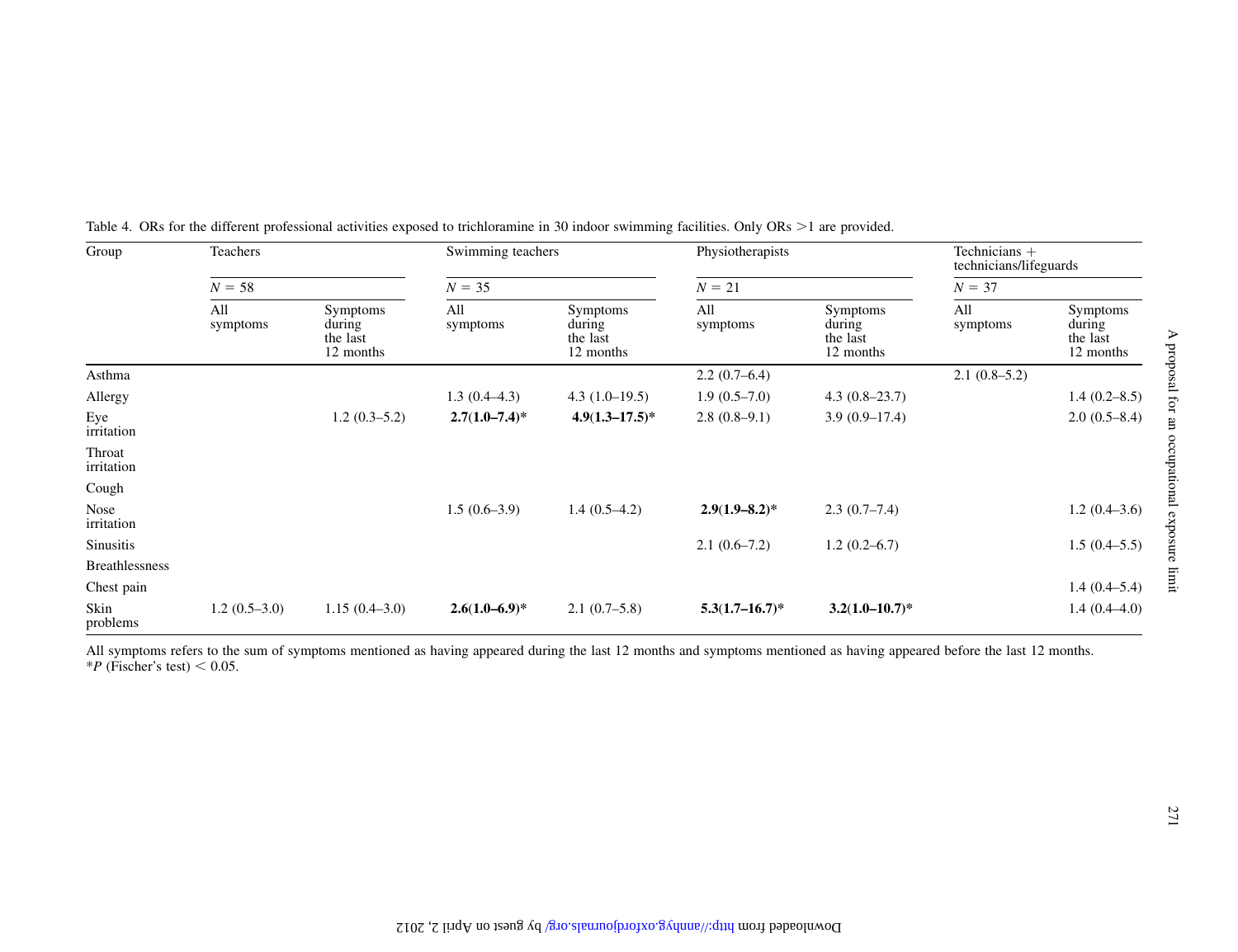Table 4. ORs for the different professional activities exposed to trichloramine in 30 indoor swimming facilities. Only ORs >1 are provided.

| Group | Teachers | | Swimming teachers | | Physiotherapists | | Technicians + technicians/lifeguards | |
|---|---|---|---|---|---|---|---|---|
| | $N = 58$ | | $N = 35$ | | $N = 21$ | | $N = 37$ | |
| | All symptoms | Symptoms during the last 12 months | All symptoms | Symptoms during the last 12 months | All symptoms | Symptoms during the last 12 months | All symptoms | Symptoms during the last 12 months |
| Asthma | | | | | 2.2 (0.7–6.4) | | 2.1 (0.8–5.2) | |
| Allergy | | | 1.3 (0.4–4.3) | 4.3 (1.0–19.5) | 1.9 (0.5–7.0) | 4.3 (0.8–23.7) | | 1.4 (0.2–8.5) |
| Eye irritation | | 1.2 (0.3–5.2) | **2.7(1.0–7.4)*** | **4.9(1.3–17.5)*** | 2.8 (0.8–9.1) | 3.9 (0.9–17.4) | | 2.0 (0.5–8.4) |
| Throat irritation | | | | | | | | |
| Cough | | | | | | | | |
| Nose irritation | | | 1.5 (0.6–3.9) | 1.4 (0.5–4.2) | **2.9(1.9–8.2)*** | 2.3 (0.7–7.4) | | 1.2 (0.4–3.6) |
| Sinusitis | | | | | 2.1 (0.6–7.2) | 1.2 (0.2–6.7) | | 1.5 (0.4–5.5) |
| Breathlessness | | | | | | | | |
| Chest pain | | | | | | | | 1.4 (0.4–5.4) |
| Skin problems | 1.2 (0.5–3.0) | 1.15 (0.4–3.0) | **2.6(1.0–6.9)*** | 2.1 (0.7–5.8) | **5.3(1.7–16.7)*** | **3.2(1.0–10.7)*** | | 1.4 (0.4–4.0) |

All symptoms refers to the sum of symptoms mentioned as having appeared during the last 12 months and symptoms mentioned as having appeared before the last 12 months.
*$P$ (Fischer's test) $< 0.05$.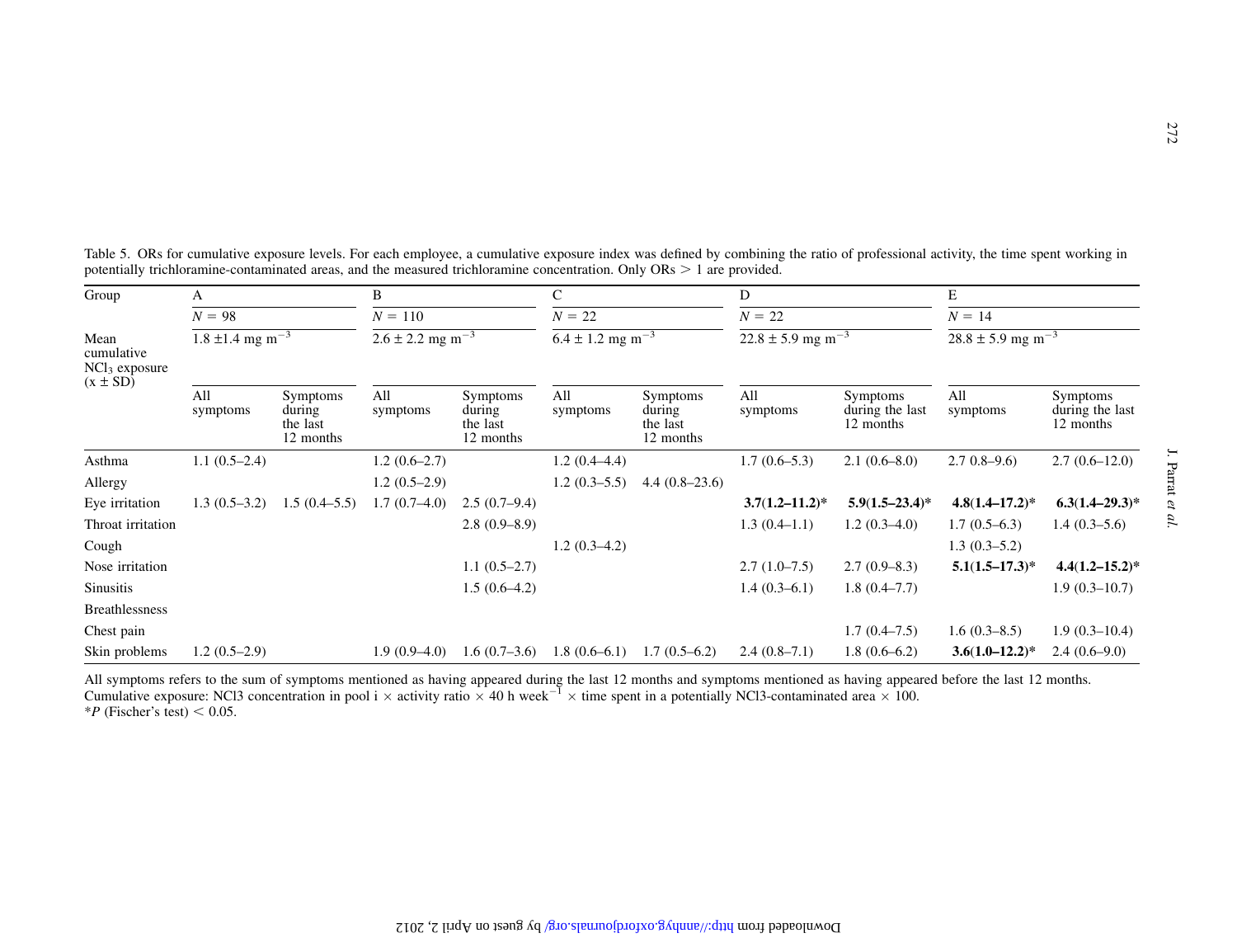Table 5. ORs for cumulative exposure levels. For each employee, a cumulative exposure index was defined by combining the ratio of professional activity, the time spent working in potentially trichloramine-contaminated areas, and the measured trichloramine concentration. Only ORs > 1 are provided.

| Group | A | | B | | C | | D | | E | |
|---|---|---|---|---|---|---|---|---|---|---|
| | $N$ = 98 | | $N$ = 110 | | $N$ = 22 | | $N$ = 22 | | $N$ = 14 | |
| Mean cumulative $NCl_3$ exposure ($x \pm SD$) | 1.8 ±1.4 mg $m^{-3}$ | | 2.6 ± 2.2 mg $m^{-3}$ | | 6.4 ± 1.2 mg $m^{-3}$ | | 22.8 ± 5.9 mg $m^{-3}$ | | 28.8 ± 5.9 mg $m^{-3}$ | |
| | All symptoms | Symptoms during the last 12 months | All symptoms | Symptoms during the last 12 months | All symptoms | Symptoms during the last 12 months | All symptoms | Symptoms during the last 12 months | All symptoms | Symptoms during the last 12 months |
| Asthma | 1.1 (0.5–2.4) | | 1.2 (0.6–2.7) | | 1.2 (0.4–4.4) | | 1.7 (0.6–5.3) | 2.1 (0.6–8.0) | 2.7 0.8–9.6) | 2.7 (0.6–12.0) |
| Allergy | | | 1.2 (0.5–2.9) | | 1.2 (0.3–5.5) | 4.4 (0.8–23.6) | | | | |
| Eye irritation | 1.3 (0.5–3.2) | 1.5 (0.4–5.5) | 1.7 (0.7–4.0) | 2.5 (0.7–9.4) | | | **3.7(1.2–11.2)*** | **5.9(1.5–23.4)*** | **4.8(1.4–17.2)*** | **6.3(1.4–29.3)*** |
| Throat irritation | | | | 2.8 (0.9–8.9) | | | 1.3 (0.4–1.1) | 1.2 (0.3–4.0) | 1.7 (0.5–6.3) | 1.4 (0.3–5.6) |
| Cough | | | | | 1.2 (0.3–4.2) | | | | 1.3 (0.3–5.2) | |
| Nose irritation | | | | 1.1 (0.5–2.7) | | | 2.7 (1.0–7.5) | 2.7 (0.9–8.3) | **5.1(1.5–17.3)*** | **4.4(1.2–15.2)*** |
| Sinusitis | | | | 1.5 (0.6–4.2) | | | 1.4 (0.3–6.1) | 1.8 (0.4–7.7) | | 1.9 (0.3–10.7) |
| Breathlessness | | | | | | | | | | |
| Chest pain | | | | | | | | 1.7 (0.4–7.5) | 1.6 (0.3–8.5) | 1.9 (0.3–10.4) |
| Skin problems | 1.2 (0.5–2.9) | | 1.9 (0.9–4.0) | 1.6 (0.7–3.6) | 1.8 (0.6–6.1) | 1.7 (0.5–6.2) | 2.4 (0.8–7.1) | 1.8 (0.6–6.2) | **3.6(1.0–12.2)*** | 2.4 (0.6–9.0) |

All symptoms refers to the sum of symptoms mentioned as having appeared during the last 12 months and symptoms mentioned as having appeared before the last 12 months.
Cumulative exposure: NCl3 concentration in pool i × activity ratio × 40 h $week^{-1}$ × time spent in a potentially NCl3-contaminated area × 100.
\**P* (Fischer's test) < 0.05.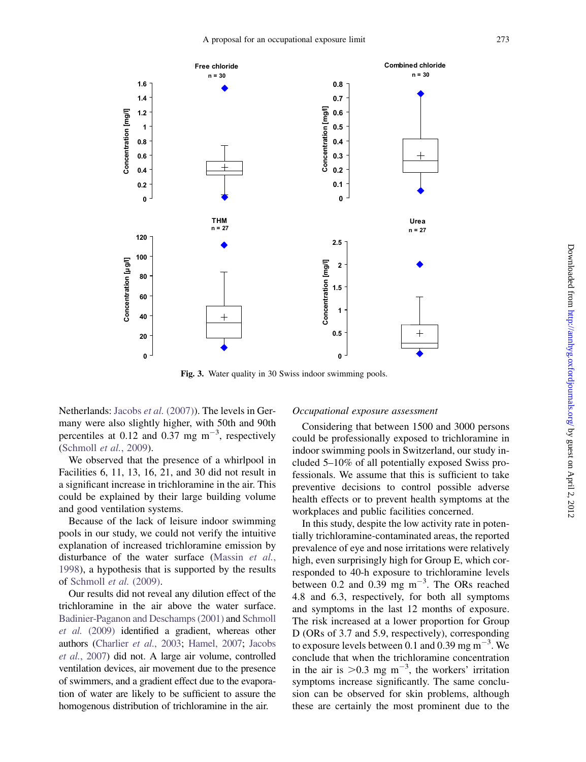Fig. 3. Water quality in 30 Swiss indoor swimming pools.

Netherlands: Jacobs *et al.* (2007)). The levels in Germany were also slightly higher, with 50th and 90th percentiles at 0.12 and 0.37 mg $m^{-3}$, respectively (Schmoll *et al.*, 2009).

We observed that the presence of a whirlpool in Facilities 6, 11, 13, 16, 21, and 30 did not result in a significant increase in trichloramine in the air. This could be explained by their large building volume and good ventilation systems.

Because of the lack of leisure indoor swimming pools in our study, we could not verify the intuitive explanation of increased trichloramine emission by disturbance of the water surface (Massin *et al.*, 1998), a hypothesis that is supported by the results of Schmoll *et al.* (2009).

Our results did not reveal any dilution effect of the trichloramine in the air above the water surface. Badinier-Paganon and Deschamps (2001) and Schmoll *et al.* (2009) identified a gradient, whereas other authors (Charlier *et al.*, 2003; Hamel, 2007; Jacobs *et al.*, 2007) did not. A large air volume, controlled ventilation devices, air movement due to the presence of swimmers, and a gradient effect due to the evaporation of water are likely to be sufficient to assure the homogenous distribution of trichloramine in the air.

*Occupational exposure assessment*

Considering that between 1500 and 3000 persons could be professionally exposed to trichloramine in indoor swimming pools in Switzerland, our study included 5–10% of all potentially exposed Swiss professionals. We assume that this is sufficient to take preventive decisions to control possible adverse health effects or to prevent health symptoms at the workplaces and public facilities concerned.

In this study, despite the low activity rate in potentially trichloramine-contaminated areas, the reported prevalence of eye and nose irritations were relatively high, even surprisingly high for Group E, which corresponded to 40-h exposure to trichloramine levels between 0.2 and 0.39 mg $m^{-3}$. The ORs reached 4.8 and 6.3, respectively, for both all symptoms and symptoms in the last 12 months of exposure. The risk increased at a lower proportion for Group D (ORs of 3.7 and 5.9, respectively), corresponding to exposure levels between 0.1 and 0.39 mg $m^{-3}$. We conclude that when the trichloramine concentration in the air is >0.3 mg $m^{-3}$, the workers' irritation symptoms increase significantly. The same conclusion can be observed for skin problems, although these are certainly the most prominent due to the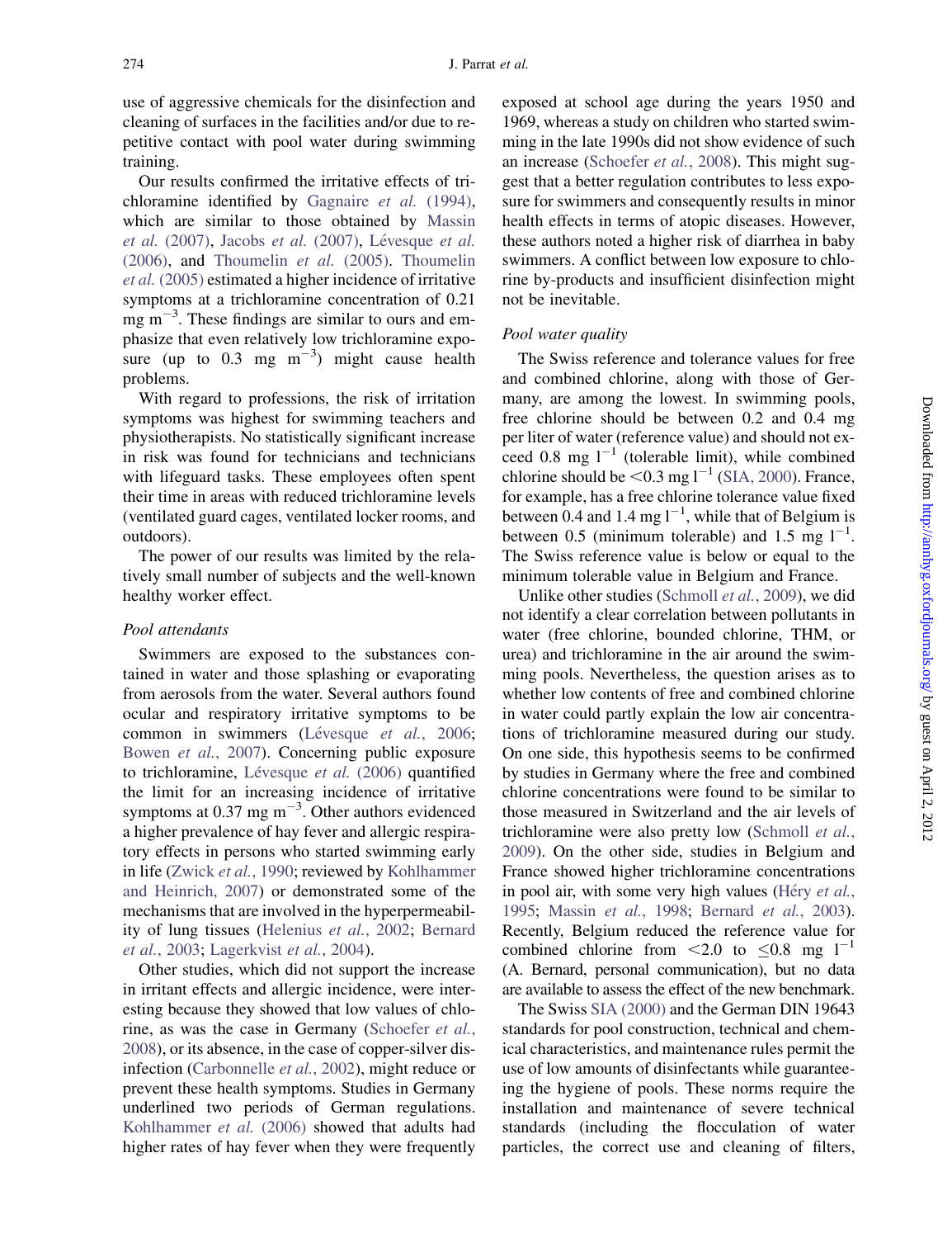use of aggressive chemicals for the disinfection and cleaning of surfaces in the facilities and/or due to repetitive contact with pool water during swimming training.

Our results confirmed the irritative effects of trichloramine identified by Gagnaire *et al.* (1994), which are similar to those obtained by Massin *et al.* (2007), Jacobs *et al.* (2007), Lévesque *et al.* (2006), and Thoumelin *et al.* (2005). Thoumelin *et al.* (2005) estimated a higher incidence of irritative symptoms at a trichloramine concentration of 0.21 mg $m^{-3}$. These findings are similar to ours and emphasize that even relatively low trichloramine exposure (up to 0.3 mg $m^{-3}$) might cause health problems.

With regard to professions, the risk of irritation symptoms was highest for swimming teachers and physiotherapists. No statistically significant increase in risk was found for technicians and technicians with lifeguard tasks. These employees often spent their time in areas with reduced trichloramine levels (ventilated guard cages, ventilated locker rooms, and outdoors).

The power of our results was limited by the relatively small number of subjects and the well-known healthy worker effect.

### *Pool attendants*

Swimmers are exposed to the substances contained in water and those splashing or evaporating from aerosols from the water. Several authors found ocular and respiratory irritative symptoms to be common in swimmers (Lévesque *et al.*, 2006; Bowen *et al.*, 2007). Concerning public exposure to trichloramine, Lévesque *et al.* (2006) quantified the limit for an increasing incidence of irritative symptoms at 0.37 mg $m^{-3}$. Other authors evidenced a higher prevalence of hay fever and allergic respiratory effects in persons who started swimming early in life (Zwick *et al.*, 1990; reviewed by Kohlhammer and Heinrich, 2007) or demonstrated some of the mechanisms that are involved in the hyperpermeability of lung tissues (Helenius *et al.*, 2002; Bernard *et al.*, 2003; Lagerkvist *et al.*, 2004).

Other studies, which did not support the increase in irritant effects and allergic incidence, were interesting because they showed that low values of chlorine, as was the case in Germany (Schoefer *et al.*, 2008), or its absence, in the case of copper-silver disinfection (Carbonnelle *et al.*, 2002), might reduce or prevent these health symptoms. Studies in Germany underlined two periods of German regulations. Kohlhammer *et al.* (2006) showed that adults had higher rates of hay fever when they were frequently exposed at school age during the years 1950 and 1969, whereas a study on children who started swimming in the late 1990s did not show evidence of such an increase (Schoefer *et al.*, 2008). This might suggest that a better regulation contributes to less exposure for swimmers and consequently results in minor health effects in terms of atopic diseases. However, these authors noted a higher risk of diarrhea in baby swimmers. A conflict between low exposure to chlorine by-products and insufficient disinfection might not be inevitable.

### *Pool water quality*

The Swiss reference and tolerance values for free and combined chlorine, along with those of Germany, are among the lowest. In swimming pools, free chlorine should be between 0.2 and 0.4 mg per liter of water (reference value) and should not exceed 0.8 mg $l^{-1}$ (tolerable limit), while combined chlorine should be $<$0.3 mg $l^{-1}$ (SIA, 2000). France, for example, has a free chlorine tolerance value fixed between 0.4 and 1.4 mg $l^{-1}$, while that of Belgium is between 0.5 (minimum tolerable) and 1.5 mg $l^{-1}$. The Swiss reference value is below or equal to the minimum tolerable value in Belgium and France.

Unlike other studies (Schmoll *et al.*, 2009), we did not identify a clear correlation between pollutants in water (free chlorine, bounded chlorine, THM, or urea) and trichloramine in the air around the swimming pools. Nevertheless, the question arises as to whether low contents of free and combined chlorine in water could partly explain the low air concentrations of trichloramine measured during our study. On one side, this hypothesis seems to be confirmed by studies in Germany where the free and combined chlorine concentrations were found to be similar to those measured in Switzerland and the air levels of trichloramine were also pretty low (Schmoll *et al.*, 2009). On the other side, studies in Belgium and France showed higher trichloramine concentrations in pool air, with some very high values (Héry *et al.*, 1995; Massin *et al.*, 1998; Bernard *et al.*, 2003). Recently, Belgium reduced the reference value for combined chlorine from $<$2.0 to $\leq$0.8 mg $l^{-1}$ (A. Bernard, personal communication), but no data are available to assess the effect of the new benchmark.

The Swiss SIA (2000) and the German DIN 19643 standards for pool construction, technical and chemical characteristics, and maintenance rules permit the use of low amounts of disinfectants while guaranteeing the hygiene of pools. These norms require the installation and maintenance of severe technical standards (including the flocculation of water particles, the correct use and cleaning of filters,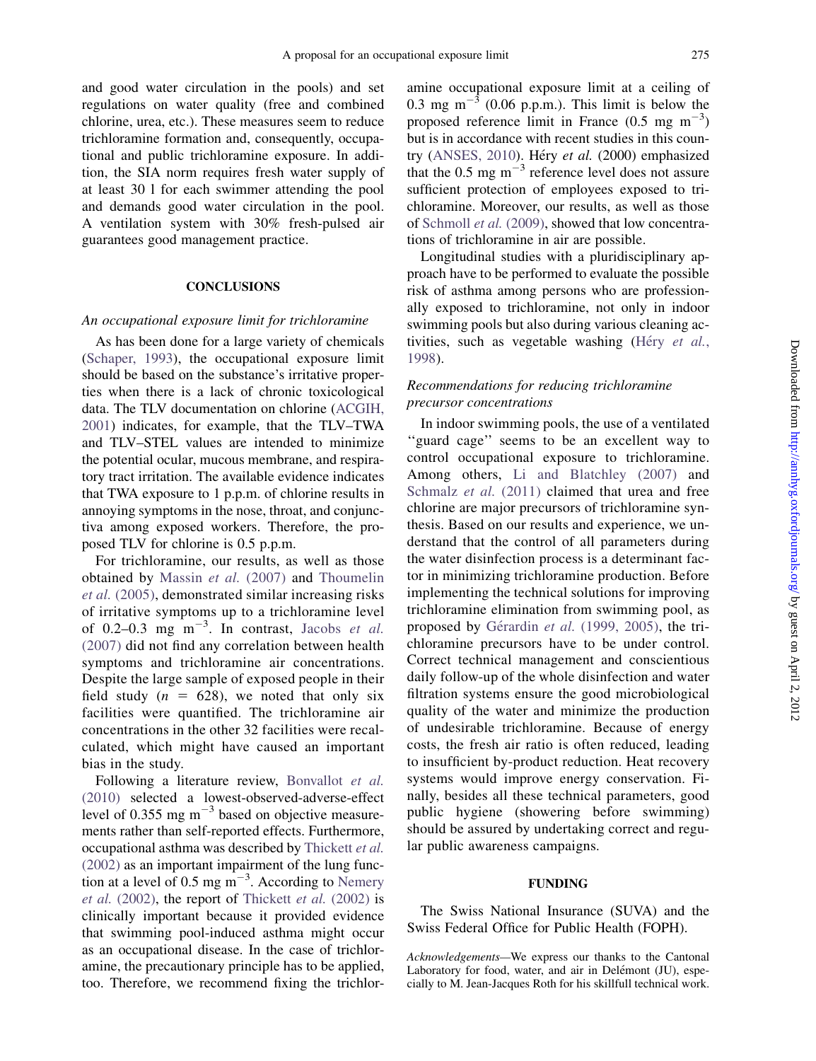and good water circulation in the pools) and set regulations on water quality (free and combined chlorine, urea, etc.). These measures seem to reduce trichloramine formation and, consequently, occupational and public trichloramine exposure. In addition, the SIA norm requires fresh water supply of at least 30 l for each swimmer attending the pool and demands good water circulation in the pool. A ventilation system with 30% fresh-pulsed air guarantees good management practice.

## CONCLUSIONS

### *An occupational exposure limit for trichloramine*

As has been done for a large variety of chemicals (Schaper, 1993), the occupational exposure limit should be based on the substance's irritative properties when there is a lack of chronic toxicological data. The TLV documentation on chlorine (ACGIH, 2001) indicates, for example, that the TLV–TWA and TLV–STEL values are intended to minimize the potential ocular, mucous membrane, and respiratory tract irritation. The available evidence indicates that TWA exposure to 1 p.p.m. of chlorine results in annoying symptoms in the nose, throat, and conjunctiva among exposed workers. Therefore, the proposed TLV for chlorine is 0.5 p.p.m.

For trichloramine, our results, as well as those obtained by Massin *et al.* (2007) and Thoumelin *et al.* (2005), demonstrated similar increasing risks of irritative symptoms up to a trichloramine level of 0.2–0.3 mg $m^{-3}$. In contrast, Jacobs *et al.* (2007) did not find any correlation between health symptoms and trichloramine air concentrations. Despite the large sample of exposed people in their field study ($n = 628$), we noted that only six facilities were quantified. The trichloramine air concentrations in the other 32 facilities were recalculated, which might have caused an important bias in the study.

Following a literature review, Bonvallot *et al.* (2010) selected a lowest-observed-adverse-effect level of 0.355 mg $m^{-3}$ based on objective measurements rather than self-reported effects. Furthermore, occupational asthma was described by Thickett *et al.* (2002) as an important impairment of the lung function at a level of 0.5 mg $m^{-3}$. According to Nemery *et al.* (2002), the report of Thickett *et al.* (2002) is clinically important because it provided evidence that swimming pool-induced asthma might occur as an occupational disease. In the case of trichloramine, the precautionary principle has to be applied, too. Therefore, we recommend fixing the trichloramine occupational exposure limit at a ceiling of 0.3 mg $m^{-3}$ (0.06 p.p.m.). This limit is below the proposed reference limit in France (0.5 mg $m^{-3}$) but is in accordance with recent studies in this country (ANSES, 2010). Héry *et al.* (2000) emphasized that the 0.5 mg $m^{-3}$ reference level does not assure sufficient protection of employees exposed to trichloramine. Moreover, our results, as well as those of Schmoll *et al.* (2009), showed that low concentrations of trichloramine in air are possible.

Longitudinal studies with a pluridisciplinary approach have to be performed to evaluate the possible risk of asthma among persons who are professionally exposed to trichloramine, not only in indoor swimming pools but also during various cleaning activities, such as vegetable washing (Héry *et al.*, 1998).

### *Recommendations for reducing trichloramine precursor concentrations*

In indoor swimming pools, the use of a ventilated ''guard cage'' seems to be an excellent way to control occupational exposure to trichloramine. Among others, Li and Blatchley (2007) and Schmalz *et al.* (2011) claimed that urea and free chlorine are major precursors of trichloramine synthesis. Based on our results and experience, we understand that the control of all parameters during the water disinfection process is a determinant factor in minimizing trichloramine production. Before implementing the technical solutions for improving trichloramine elimination from swimming pool, as proposed by Gérardin *et al.* (1999, 2005), the trichloramine precursors have to be under control. Correct technical management and conscientious daily follow-up of the whole disinfection and water filtration systems ensure the good microbiological quality of the water and minimize the production of undesirable trichloramine. Because of energy costs, the fresh air ratio is often reduced, leading to insufficient by-product reduction. Heat recovery systems would improve energy conservation. Finally, besides all these technical parameters, good public hygiene (showering before swimming) should be assured by undertaking correct and regular public awareness campaigns.

## FUNDING

The Swiss National Insurance (SUVA) and the Swiss Federal Office for Public Health (FOPH).

*Acknowledgements*—We express our thanks to the Cantonal Laboratory for food, water, and air in Delémont (JU), especially to M. Jean-Jacques Roth for his skillfull technical work.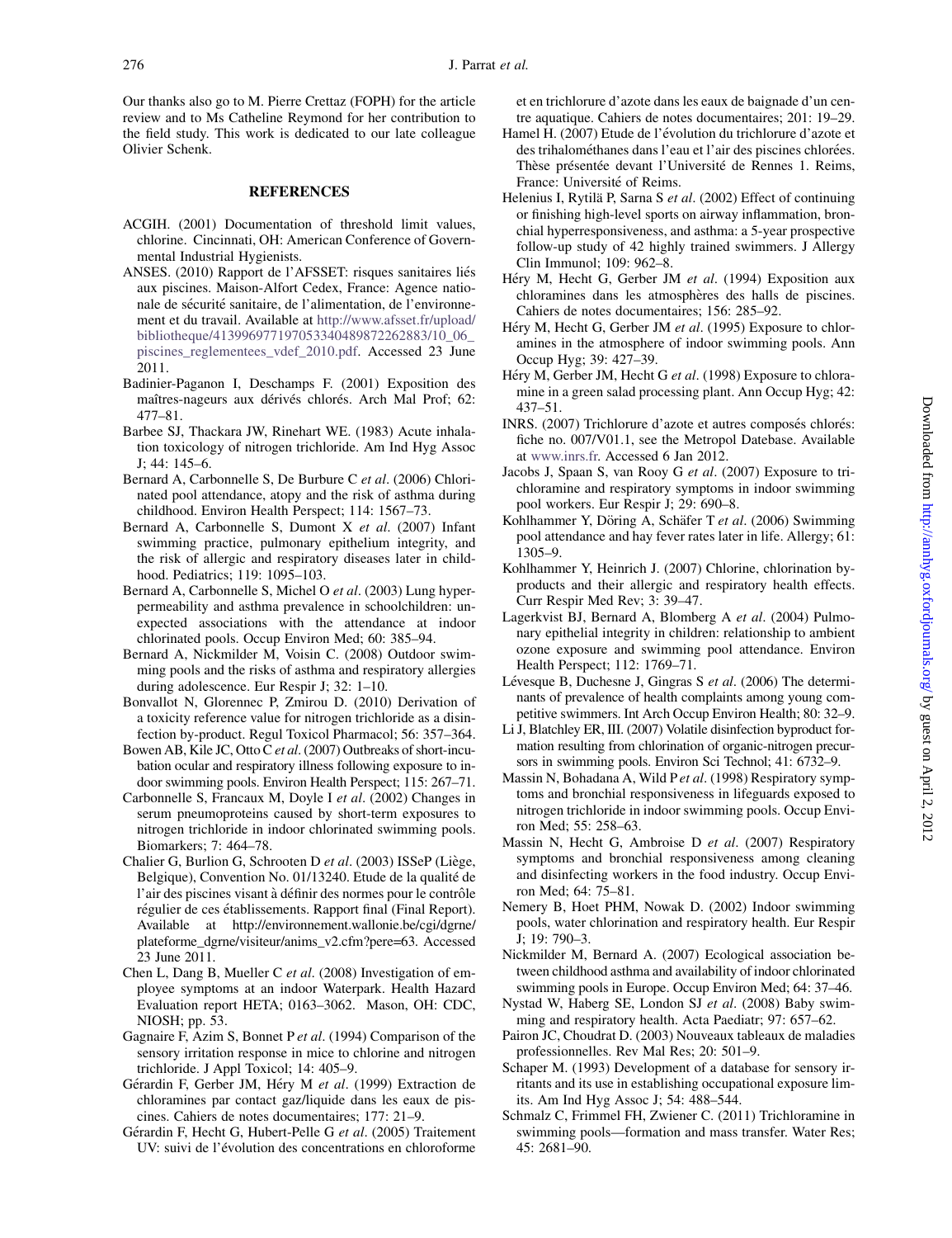Our thanks also go to M. Pierre Crettaz (FOPH) for the article review and to Ms Catheline Reymond for her contribution to the field study. This work is dedicated to our late colleague Olivier Schenk.

## REFERENCES

ACGIH. (2001) Documentation of threshold limit values, chlorine. Cincinnati, OH: American Conference of Governmental Industrial Hygienists.

ANSES. (2010) Rapport de l'AFSSET: risques sanitaires liés aux piscines. Maison-Alfort Cedex, France: Agence nationale de sécurité sanitaire, de l'alimentation, de l'environnement et du travail. Available at http://www.afsset.fr/upload/bibliotheque/413996977197053340489872262883/10_06_piscines_reglementees_vdef_2010.pdf. Accessed 23 June 2011.

Badinier-Paganon I, Deschamps F. (2001) Exposition des maîtres-nageurs aux dérivés chlorés. Arch Mal Prof; 62: 477–81.

Barbee SJ, Thackara JW, Rinehart WE. (1983) Acute inhalation toxicology of nitrogen trichloride. Am Ind Hyg Assoc J; 44: 145–6.

Bernard A, Carbonnelle S, De Burbure C *et al*. (2006) Chlorinated pool attendance, atopy and the risk of asthma during childhood. Environ Health Perspect; 114: 1567–73.

Bernard A, Carbonnelle S, Dumont X *et al*. (2007) Infant swimming practice, pulmonary epithelium integrity, and the risk of allergic and respiratory diseases later in childhood. Pediatrics; 119: 1095–103.

Bernard A, Carbonnelle S, Michel O *et al*. (2003) Lung hyperpermeability and asthma prevalence in schoolchildren: unexpected associations with the attendance at indoor chlorinated pools. Occup Environ Med; 60: 385–94.

Bernard A, Nickmilder M, Voisin C. (2008) Outdoor swimming pools and the risks of asthma and respiratory allergies during adolescence. Eur Respir J; 32: 1–10.

Bonvallot N, Glorennec P, Zmirou D. (2010) Derivation of a toxicity reference value for nitrogen trichloride as a disinfection by-product. Regul Toxicol Pharmacol; 56: 357–364.

Bowen AB, Kile JC, Otto C *et al*. (2007) Outbreaks of short-incubation ocular and respiratory illness following exposure to indoor swimming pools. Environ Health Perspect; 115: 267–71.

Carbonnelle S, Francaux M, Doyle I *et al*. (2002) Changes in serum pneumoproteins caused by short-term exposures to nitrogen trichloride in indoor chlorinated swimming pools. Biomarkers; 7: 464–78.

Chalier G, Burlion G, Schrooten D *et al*. (2003) ISSeP (Liège, Belgique), Convention No. 01/13240. Etude de la qualité de l'air des piscines visant à définir des normes pour le contrôle régulier de ces établissements. Rapport final (Final Report). Available at http://environnement.wallonie.be/cgi/dgrne/plateforme_dgrne/visiteur/anims_v2.cfm?pere=63. Accessed 23 June 2011.

Chen L, Dang B, Mueller C *et al*. (2008) Investigation of employee symptoms at an indoor Waterpark. Health Hazard Evaluation report HETA; 0163–3062. Mason, OH: CDC, NIOSH; pp. 53.

Gagnaire F, Azim S, Bonnet P *et al*. (1994) Comparison of the sensory irritation response in mice to chlorine and nitrogen trichloride. J Appl Toxicol; 14: 405–9.

Gérardin F, Gerber JM, Héry M *et al*. (1999) Extraction de chloramines par contact gaz/liquide dans les eaux de piscines. Cahiers de notes documentaires; 177: 21–9.

Gérardin F, Hecht G, Hubert-Pelle G *et al*. (2005) Traitement UV: suivi de l'évolution des concentrations en chloroforme et en trichlorure d'azote dans les eaux de baignade d'un centre aquatique. Cahiers de notes documentaires; 201: 19–29.

Hamel H. (2007) Etude de l'évolution du trichlorure d'azote et des trihalométhanes dans l'eau et l'air des piscines chlorées. Thèse présentée devant l'Université de Rennes 1. Reims, France: Université of Reims.

Helenius I, Rytilä P, Sarna S *et al*. (2002) Effect of continuing or finishing high-level sports on airway inflammation, bronchial hyperresponsiveness, and asthma: a 5-year prospective follow-up study of 42 highly trained swimmers. J Allergy Clin Immunol; 109: 962–8.

Héry M, Hecht G, Gerber JM *et al*. (1994) Exposition aux chloramines dans les atmosphères des halls de piscines. Cahiers de notes documentaires; 156: 285–92.

Héry M, Hecht G, Gerber JM *et al*. (1995) Exposure to chloramines in the atmosphere of indoor swimming pools. Ann Occup Hyg; 39: 427–39.

Héry M, Gerber JM, Hecht G *et al*. (1998) Exposure to chloramine in a green salad processing plant. Ann Occup Hyg; 42: 437–51.

INRS. (2007) Trichlorure d'azote et autres composés chlorés: fiche no. 007/V01.1, see the Metropol Datebase. Available at www.inrs.fr. Accessed 6 Jan 2012.

Jacobs J, Spaan S, van Rooy G *et al*. (2007) Exposure to trichloramine and respiratory symptoms in indoor swimming pool workers. Eur Respir J; 29: 690–8.

Kohlhammer Y, Döring A, Schäfer T *et al*. (2006) Swimming pool attendance and hay fever rates later in life. Allergy; 61: 1305–9.

Kohlhammer Y, Heinrich J. (2007) Chlorine, chlorination byproducts and their allergic and respiratory health effects. Curr Respir Med Rev; 3: 39–47.

Lagerkvist BJ, Bernard A, Blomberg A *et al*. (2004) Pulmonary epithelial integrity in children: relationship to ambient ozone exposure and swimming pool attendance. Environ Health Perspect; 112: 1769–71.

Lévesque B, Duchesne J, Gingras S *et al*. (2006) The determinants of prevalence of health complaints among young competitive swimmers. Int Arch Occup Environ Health; 80: 32–9.

Li J, Blatchley ER, III. (2007) Volatile disinfection byproduct formation resulting from chlorination of organic-nitrogen precursors in swimming pools. Environ Sci Technol; 41: 6732–9.

Massin N, Bohadana A, Wild P *et al*. (1998) Respiratory symptoms and bronchial responsiveness in lifeguards exposed to nitrogen trichloride in indoor swimming pools. Occup Environ Med; 55: 258–63.

Massin N, Hecht G, Ambroise D *et al*. (2007) Respiratory symptoms and bronchial responsiveness among cleaning and disinfecting workers in the food industry. Occup Environ Med; 64: 75–81.

Nemery B, Hoet PHM, Nowak D. (2002) Indoor swimming pools, water chlorination and respiratory health. Eur Respir J; 19: 790–3.

Nickmilder M, Bernard A. (2007) Ecological association between childhood asthma and availability of indoor chlorinated swimming pools in Europe. Occup Environ Med; 64: 37–46.

Nystad W, Haberg SE, London SJ *et al*. (2008) Baby swimming and respiratory health. Acta Paediatr; 97: 657–62.

Pairon JC, Choudrat D. (2003) Nouveaux tableaux de maladies professionnelles. Rev Mal Res; 20: 501–9.

Schaper M. (1993) Development of a database for sensory irritants and its use in establishing occupational exposure limits. Am Ind Hyg Assoc J; 54: 488–544.

Schmalz C, Frimmel FH, Zwiener C. (2011) Trichloramine in swimming pools—formation and mass transfer. Water Res; 45: 2681–90.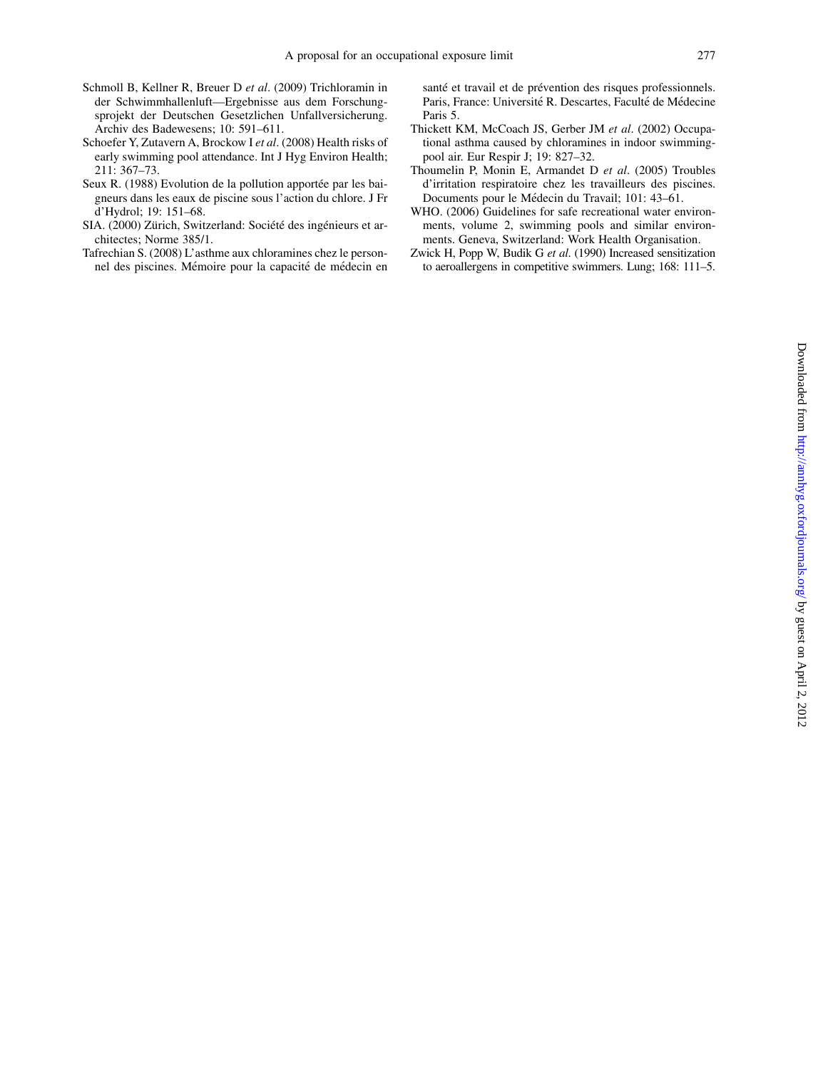Schmoll B, Kellner R, Breuer D *et al*. (2009) Trichloramin in der Schwimmhallenluft—Ergebnisse aus dem Forschungsprojekt der Deutschen Gesetzlichen Unfallversicherung. Archiv des Badewesens; 10: 591–611.

Schoefer Y, Zutavern A, Brockow I *et al*. (2008) Health risks of early swimming pool attendance. Int J Hyg Environ Health; 211: 367–73.

Seux R. (1988) Evolution de la pollution apportée par les baigneurs dans les eaux de piscine sous l'action du chlore. J Fr d'Hydrol; 19: 151–68.

SIA. (2000) Zürich, Switzerland: Société des ingénieurs et architectes; Norme 385/1.

Tafrechian S. (2008) L'asthme aux chloramines chez le personnel des piscines. Mémoire pour la capacité de médecin en santé et travail et de prévention des risques professionnels. Paris, France: Université R. Descartes, Faculté de Médecine Paris 5.

Thickett KM, McCoach JS, Gerber JM *et al*. (2002) Occupational asthma caused by chloramines in indoor swimming-pool air. Eur Respir J; 19: 827–32.

Thoumelin P, Monin E, Armandet D *et al*. (2005) Troubles d'irritation respiratoire chez les travailleurs des piscines. Documents pour le Médecin du Travail; 101: 43–61.

WHO. (2006) Guidelines for safe recreational water environments, volume 2, swimming pools and similar environments. Geneva, Switzerland: Work Health Organisation.

Zwick H, Popp W, Budik G *et al*. (1990) Increased sensitization to aeroallergens in competitive swimmers. Lung; 168: 111–5.